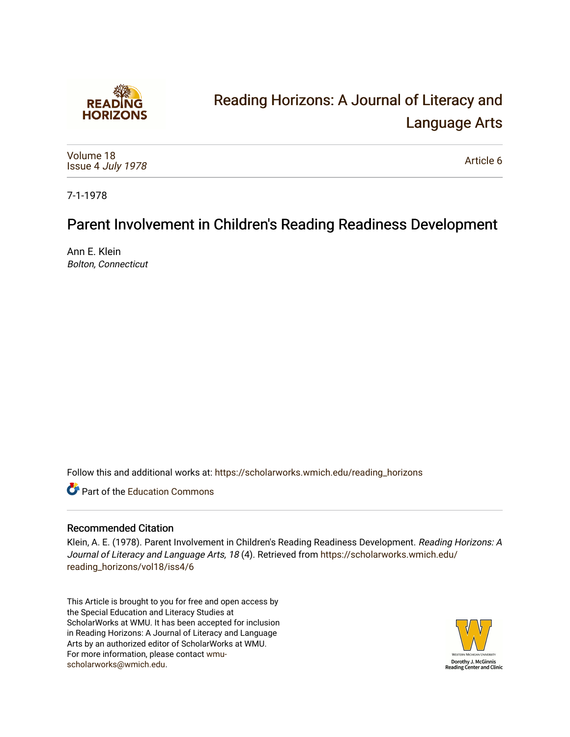# Reading Horizons: A Journal of Literacy and Language Arts

Volume 18
Issue 4 *July 1978*

Article 6

7-1-1978

## Parent Involvement in Children's Reading Readiness Development

Ann E. Klein
*Bolton, Connecticut*

Follow this and additional works at: https://scholarworks.wmich.edu/reading_horizons

Part of the Education Commons

### Recommended Citation

Klein, A. E. (1978). Parent Involvement in Children's Reading Readiness Development. *Reading Horizons: A Journal of Literacy and Language Arts, 18* (4). Retrieved from https://scholarworks.wmich.edu/reading_horizons/vol18/iss4/6

This Article is brought to you for free and open access by the Special Education and Literacy Studies at ScholarWorks at WMU. It has been accepted for inclusion in Reading Horizons: A Journal of Literacy and Language Arts by an authorized editor of ScholarWorks at WMU. For more information, please contact wmu-scholarworks@wmich.edu.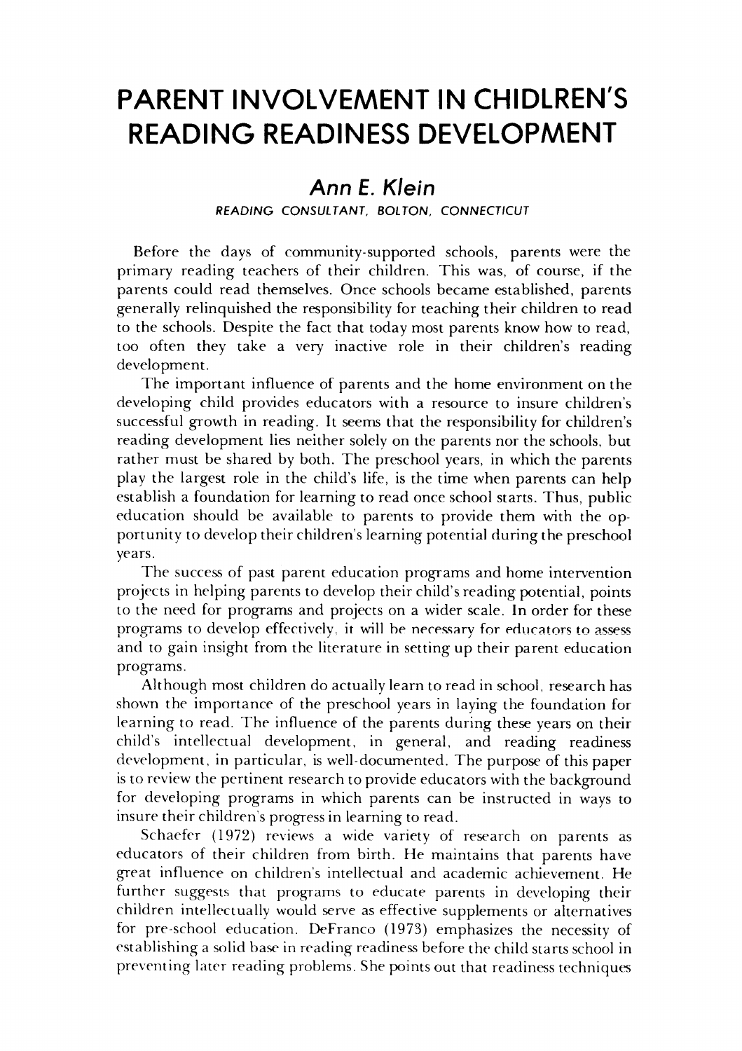# PARENT INVOLVEMENT IN CHIDLREN'S READING READINESS DEVELOPMENT

## *Ann E. Klein*

*READING CONSULTANT, BOLTON, CONNECTICUT*

Before the days of community-supported schools, parents were the primary reading teachers of their children. This was, of course, if the parents could read themselves. Once schools became established, parents generally relinquished the responsibility for teaching their children to read to the schools. Despite the fact that today most parents know how to read, too often they take a very inactive role in their children's reading development.

The important influence of parents and the home environment on the developing child provides educators with a resource to insure children's successful growth in reading. It seems that the responsibility for children's reading development lies neither solely on the parents nor the schools, but rather must be shared by both. The preschool years, in which the parents play the largest role in the child's life, is the time when parents can help establish a foundation for learning to read once school starts. Thus, public education should be available to parents to provide them with the opportunity to develop their children's learning potential during the preschool years.

The success of past parent education programs and home intervention projects in helping parents to develop their child's reading potential, points to the need for programs and projects on a wider scale. In order for these programs to develop effectively, it will be necessary for educators to assess and to gain insight from the literature in setting up their parent education programs.

Although most children do actually learn to read in school, research has shown the importance of the preschool years in laying the foundation for learning to read. The influence of the parents during these years on their child's intellectual development, in general, and reading readiness development, in particular, is well-documented. The purpose of this paper is to review the pertinent research to provide educators with the background for developing programs in which parents can be instructed in ways to insure their children's progress in learning to read.

Schaefer (1972) reviews a wide variety of research on parents as educators of their children from birth. He maintains that parents have great influence on children's intellectual and academic achievement. He further suggests that programs to educate parents in developing their children intellectually would serve as effective supplements or alternatives for pre-school education. DeFranco (1973) emphasizes the necessity of establishing a solid base in reading readiness before the child starts school in preventing later reading problems. She points out that readiness techniques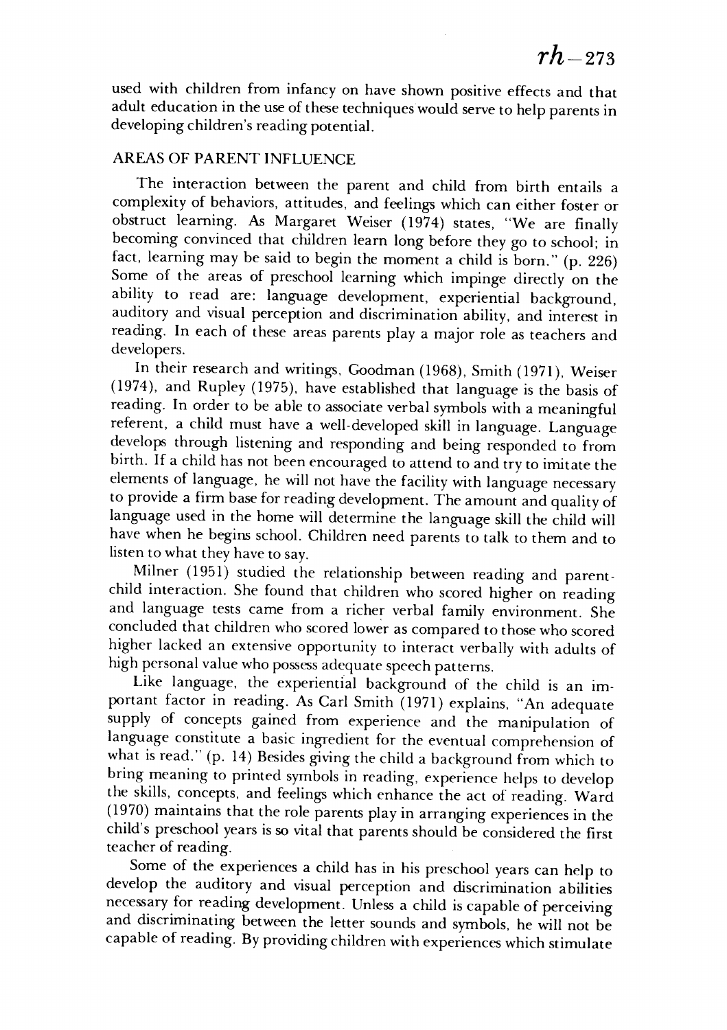used with children from infancy on have shown positive effects and that adult education in the use of these techniques would serve to help parents in developing children's reading potential.

## AREAS OF PARENT INFLUENCE

The interaction between the parent and child from birth entails a complexity of behaviors, attitudes, and feelings which can either foster or obstruct learning. As Margaret Weiser (1974) states, "We are finally becoming convinced that children learn long before they go to school; in fact, learning may be said to begin the moment a child is born." (p. 226) Some of the areas of preschool learning which impinge directly on the ability to read are: language development, experiential background, auditory and visual perception and discrimination ability, and interest in reading. In each of these areas parents play a major role as teachers and developers.

In their research and writings, Goodman (1968), Smith (1971), Weiser (1974), and Rupley (1975), have established that language is the basis of reading. In order to be able to associate verbal symbols with a meaningful referent, a child must have a well-developed skill in language. Language develops through listening and responding and being responded to from birth. If a child has not been encouraged to attend to and try to imitate the elements of language, he will not have the facility with language necessary to provide a firm base for reading development. The amount and quality of language used in the home will determine the language skill the child will have when he begins school. Children need parents to talk to them and to listen to what they have to say.

Milner (1951) studied the relationship between reading and parent-child interaction. She found that children who scored higher on reading and language tests came from a richer verbal family environment. She concluded that children who scored lower as compared to those who scored higher lacked an extensive opportunity to interact verbally with adults of high personal value who possess adequate speech patterns.

Like language, the experiential background of the child is an important factor in reading. As Carl Smith (1971) explains, "An adequate supply of concepts gained from experience and the manipulation of language constitute a basic ingredient for the eventual comprehension of what is read." (p. 14) Besides giving the child a background from which to bring meaning to printed symbols in reading, experience helps to develop the skills, concepts, and feelings which enhance the act of reading. Ward (1970) maintains that the role parents play in arranging experiences in the child's preschool years is so vital that parents should be considered the first teacher of reading.

Some of the experiences a child has in his preschool years can help to develop the auditory and visual perception and discrimination abilities necessary for reading development. Unless a child is capable of perceiving and discriminating between the letter sounds and symbols, he will not be capable of reading. By providing children with experiences which stimulate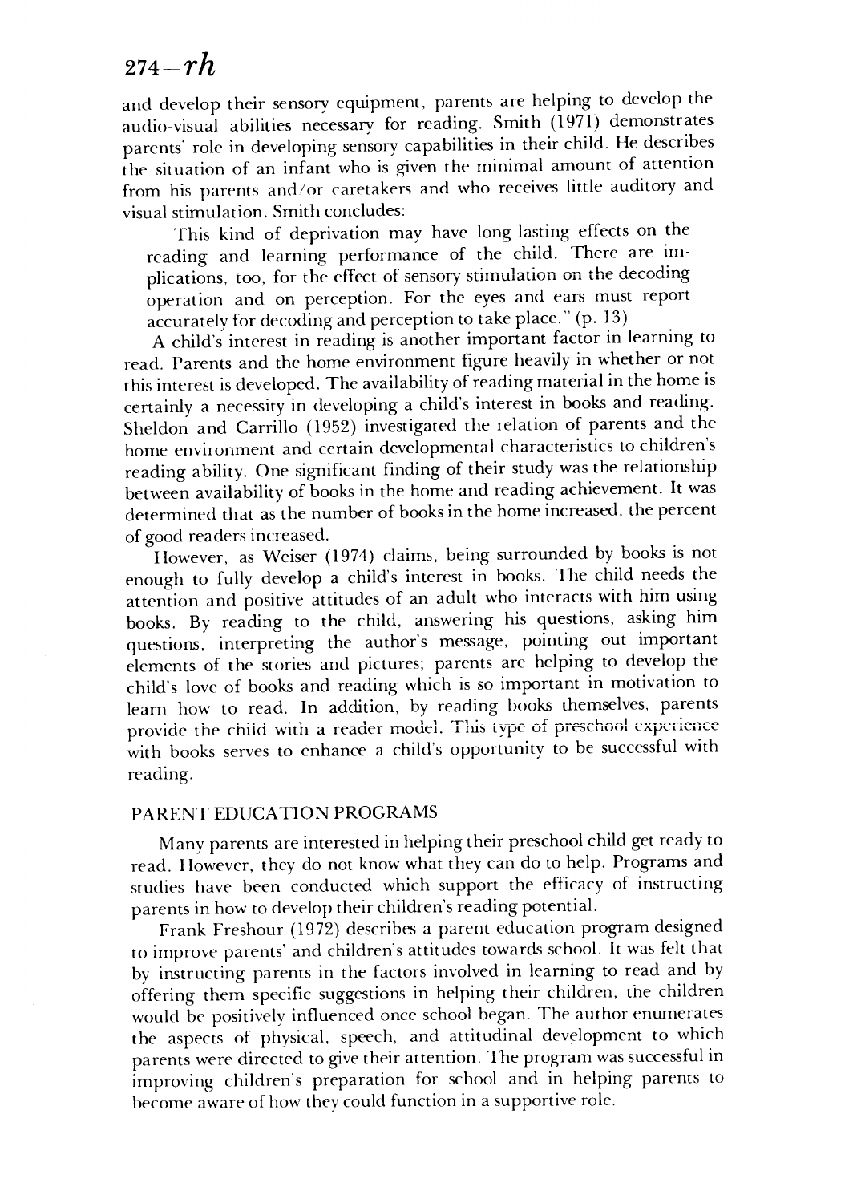and develop their sensory equipment, parents are helping to develop the audio-visual abilities necessary for reading. Smith (1971) demonstrates parents' role in developing sensory capabilities in their child. He describes the situation of an infant who is given the minimal amount of attention from his parents and/or caretakers and who receives little auditory and visual stimulation. Smith concludes:

> This kind of deprivation may have long-lasting effects on the reading and learning performance of the child. There are implications, too, for the effect of sensory stimulation on the decoding operation and on perception. For the eyes and ears must report accurately for decoding and perception to take place." (p. 13)

A child's interest in reading is another important factor in learning to read. Parents and the home environment figure heavily in whether or not this interest is developed. The availability of reading material in the home is certainly a necessity in developing a child's interest in books and reading. Sheldon and Carrillo (1952) investigated the relation of parents and the home environment and certain developmental characteristics to children's reading ability. One significant finding of their study was the relationship between availability of books in the home and reading achievement. It was determined that as the number of books in the home increased, the percent of good readers increased.

However, as Weiser (1974) claims, being surrounded by books is not enough to fully develop a child's interest in books. The child needs the attention and positive attitudes of an adult who interacts with him using books. By reading to the child, answering his questions, asking him questions, interpreting the author's message, pointing out important elements of the stories and pictures; parents are helping to develop the child's love of books and reading which is so important in motivation to learn how to read. In addition, by reading books themselves, parents provide the child with a reader model. This type of preschool experience with books serves to enhance a child's opportunity to be successful with reading.

## PARENT EDUCATION PROGRAMS

Many parents are interested in helping their preschool child get ready to read. However, they do not know what they can do to help. Programs and studies have been conducted which support the efficacy of instructing parents in how to develop their children's reading potential.

Frank Freshour (1972) describes a parent education program designed to improve parents' and children's attitudes towards school. It was felt that by instructing parents in the factors involved in learning to read and by offering them specific suggestions in helping their children, the children would be positively influenced once school began. The author enumerates the aspects of physical, speech, and attitudinal development to which parents were directed to give their attention. The program was successful in improving children's preparation for school and in helping parents to become aware of how they could function in a supportive role.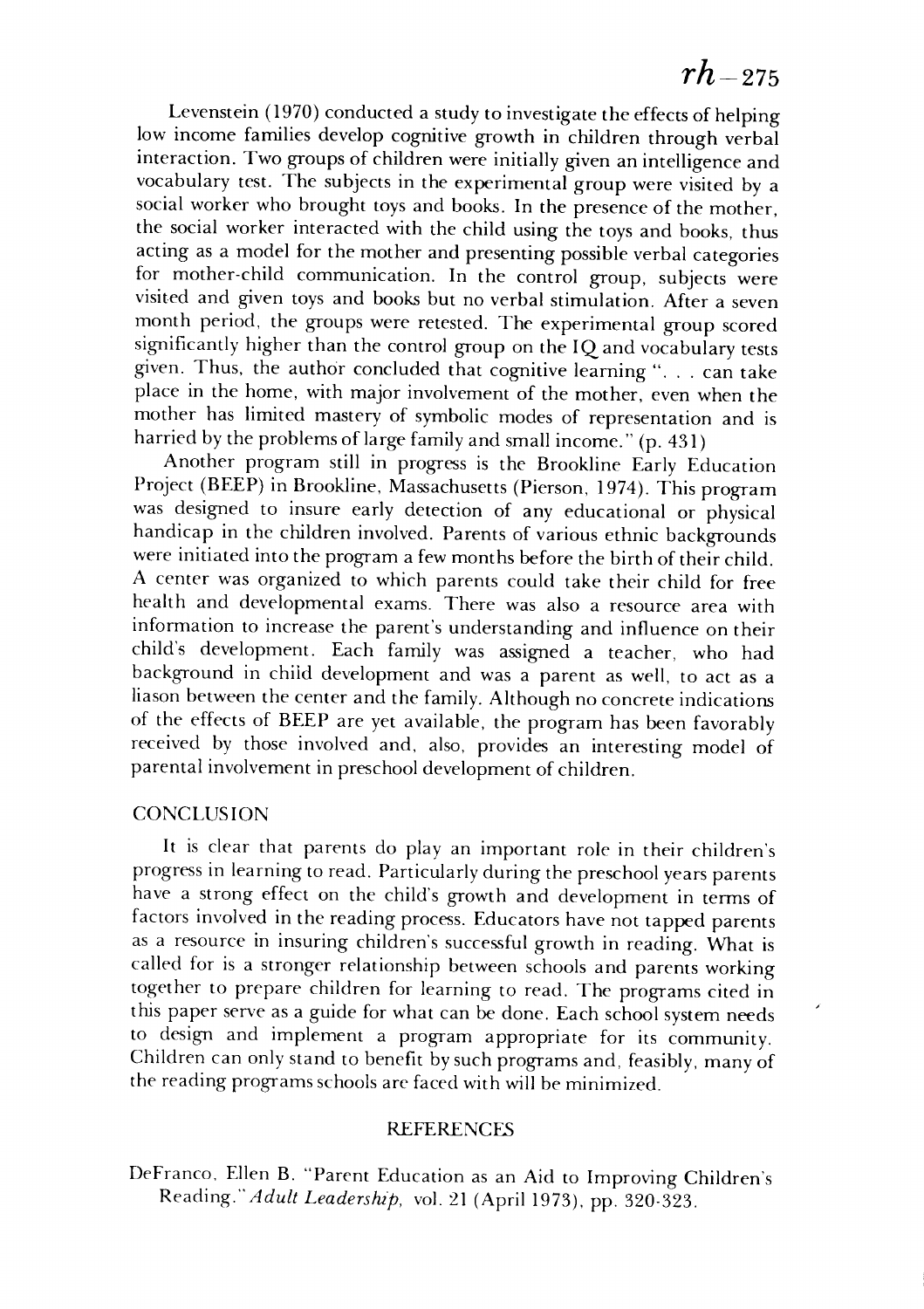Levenstein (1970) conducted a study to investigate the effects of helping low income families develop cognitive growth in children through verbal interaction. Two groups of children were initially given an intelligence and vocabulary test. The subjects in the experimental group were visited by a social worker who brought toys and books. In the presence of the mother, the social worker interacted with the child using the toys and books, thus acting as a model for the mother and presenting possible verbal categories for mother-child communication. In the control group, subjects were visited and given toys and books but no verbal stimulation. After a seven month period, the groups were retested. The experimental group scored significantly higher than the control group on the IQ and vocabulary tests given. Thus, the author concluded that cognitive learning ". . . can take place in the home, with major involvement of the mother, even when the mother has limited mastery of symbolic modes of representation and is harried by the problems of large family and small income." (p. 431)

Another program still in progress is the Brookline Early Education Project (BEEP) in Brookline, Massachusetts (Pierson, 1974). This program was designed to insure early detection of any educational or physical handicap in the children involved. Parents of various ethnic backgrounds were initiated into the program a few months before the birth of their child. A center was organized to which parents could take their child for free health and developmental exams. There was also a resource area with information to increase the parent's understanding and influence on their child's development. Each family was assigned a teacher, who had background in child development and was a parent as well, to act as a liason between the center and the family. Although no concrete indications of the effects of BEEP are yet available, the program has been favorably received by those involved and, also, provides an interesting model of parental involvement in preschool development of children.

## CONCLUSION

It is clear that parents do play an important role in their children's progress in learning to read. Particularly during the preschool years parents have a strong effect on the child's growth and development in terms of factors involved in the reading process. Educators have not tapped parents as a resource in insuring children's successful growth in reading. What is called for is a stronger relationship between schools and parents working together to prepare children for learning to read. The programs cited in this paper serve as a guide for what can be done. Each school system needs to design and implement a program appropriate for its community. Children can only stand to benefit by such programs and, feasibly, many of the reading programs schools are faced with will be minimized.

## REFERENCES

DeFranco, Ellen B. "Parent Education as an Aid to Improving Children's Reading." *Adult Leadership*, vol. 21 (April 1973), pp. 320-323.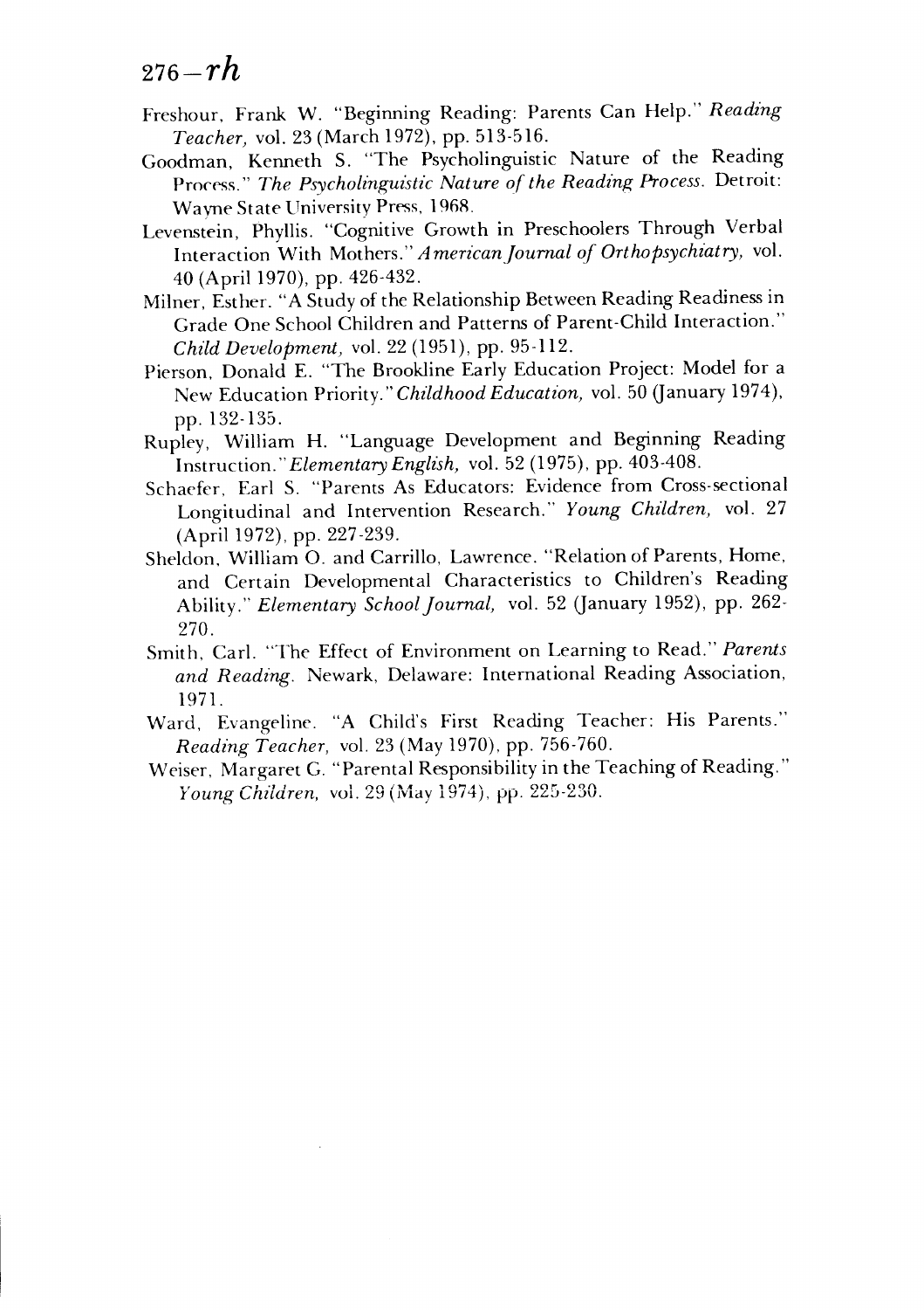Freshour, Frank W. "Beginning Reading: Parents Can Help." *Reading Teacher,* vol. 23 (March 1972), pp. 513-516.

Goodman, Kenneth S. "The Psycholinguistic Nature of the Reading Process." *The Psycholinguistic Nature of the Reading Process.* Detroit: Wayne State University Press, 1968.

Levenstein, Phyllis. "Cognitive Growth in Preschoolers Through Verbal Interaction With Mothers." *American Journal of Orthopsychiatry,* vol. 40 (April 1970), pp. 426-432.

Milner, Esther. "A Study of the Relationship Between Reading Readiness in Grade One School Children and Patterns of Parent-Child Interaction." *Child Development,* vol. 22 (1951), pp. 95-112.

Pierson, Donald E. "The Brookline Early Education Project: Model for a New Education Priority." *Childhood Education,* vol. 50 (January 1974), pp. 132-135.

Rupley, William H. "Language Development and Beginning Reading Instruction." *Elementary English,* vol. 52 (1975), pp. 403-408.

Schaefer, Earl S. "Parents As Educators: Evidence from Cross-sectional Longitudinal and Intervention Research." *Young Children,* vol. 27 (April 1972), pp. 227-239.

Sheldon, William O. and Carrillo, Lawrence. "Relation of Parents, Home, and Certain Developmental Characteristics to Children's Reading Ability." *Elementary School Journal,* vol. 52 (January 1952), pp. 262-270.

Smith, Carl. "The Effect of Environment on Learning to Read." *Parents and Reading.* Newark, Delaware: International Reading Association, 1971.

Ward, Evangeline. "A Child's First Reading Teacher: His Parents." *Reading Teacher,* vol. 23 (May 1970), pp. 756-760.

Weiser, Margaret G. "Parental Responsibility in the Teaching of Reading." *Young Children,* vol. 29 (May 1974), pp. 225-230.